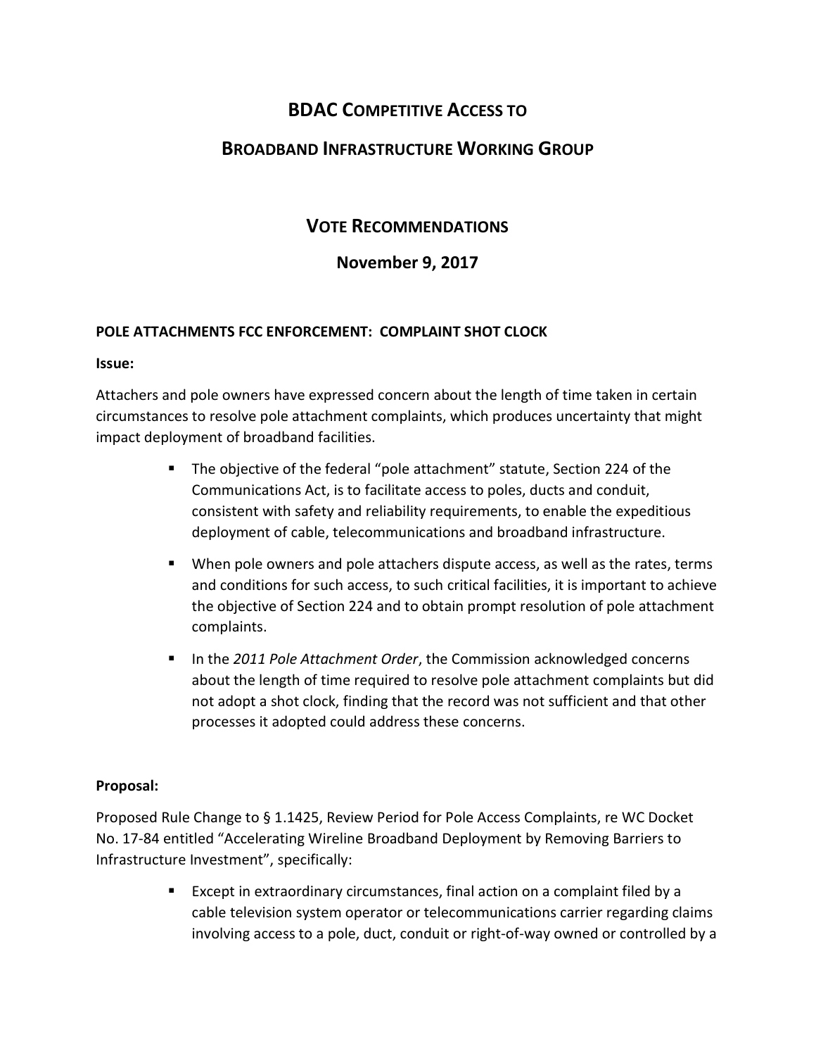# BDAC COMPETITIVE ACCESS TO

# BROADBAND INFRASTRUCTURE WORKING GROUP

## VOTE RECOMMENDATIONS

### November 9, 2017

**POLE ATTACHMENTS FCC ENFORCEMENT: COMPLAINT SHOT CLOCK**

**Issue:**

Attachers and pole owners have expressed concern about the length of time taken in certain circumstances to resolve pole attachment complaints, which produces uncertainty that might impact deployment of broadband facilities.

- The objective of the federal "pole attachment" statute, Section 224 of the Communications Act, is to facilitate access to poles, ducts and conduit, consistent with safety and reliability requirements, to enable the expeditious deployment of cable, telecommunications and broadband infrastructure.
- When pole owners and pole attachers dispute access, as well as the rates, terms and conditions for such access, to such critical facilities, it is important to achieve the objective of Section 224 and to obtain prompt resolution of pole attachment complaints.
- In the *2011 Pole Attachment Order*, the Commission acknowledged concerns about the length of time required to resolve pole attachment complaints but did not adopt a shot clock, finding that the record was not sufficient and that other processes it adopted could address these concerns.

**Proposal:**

Proposed Rule Change to § 1.1425, Review Period for Pole Access Complaints, re WC Docket No. 17-84 entitled "Accelerating Wireline Broadband Deployment by Removing Barriers to Infrastructure Investment", specifically:

- Except in extraordinary circumstances, final action on a complaint filed by a cable television system operator or telecommunications carrier regarding claims involving access to a pole, duct, conduit or right-of-way owned or controlled by a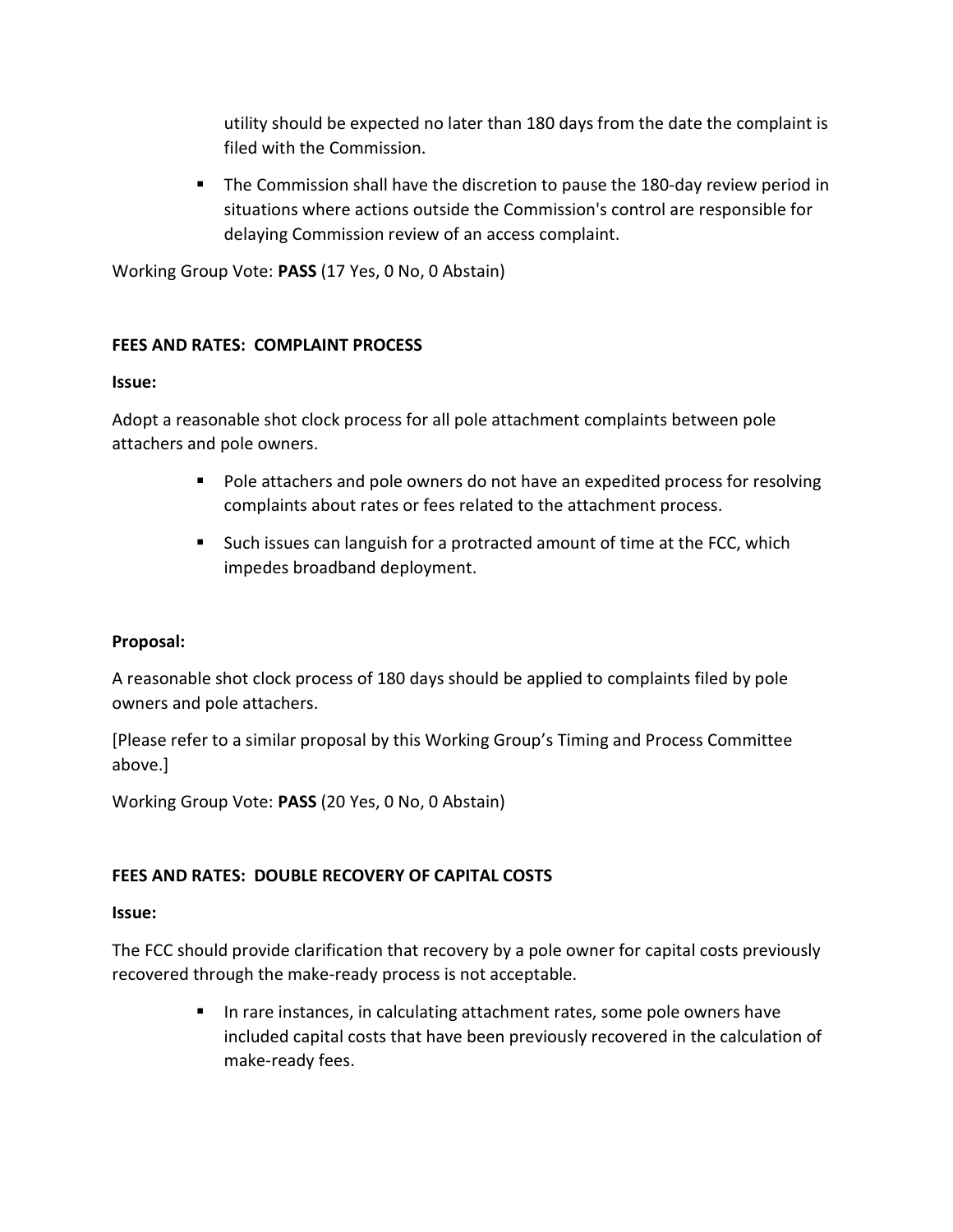- utility should be expected no later than 180 days from the date the complaint is filed with the Commission.

- The Commission shall have the discretion to pause the 180-day review period in situations where actions outside the Commission's control are responsible for delaying Commission review of an access complaint.

Working Group Vote: **PASS** (17 Yes, 0 No, 0 Abstain)

**FEES AND RATES: COMPLAINT PROCESS**

**Issue:**

Adopt a reasonable shot clock process for all pole attachment complaints between pole attachers and pole owners.

- Pole attachers and pole owners do not have an expedited process for resolving complaints about rates or fees related to the attachment process.
- Such issues can languish for a protracted amount of time at the FCC, which impedes broadband deployment.

**Proposal:**

A reasonable shot clock process of 180 days should be applied to complaints filed by pole owners and pole attachers.

[Please refer to a similar proposal by this Working Group's Timing and Process Committee above.]

Working Group Vote: **PASS** (20 Yes, 0 No, 0 Abstain)

**FEES AND RATES: DOUBLE RECOVERY OF CAPITAL COSTS**

**Issue:**

The FCC should provide clarification that recovery by a pole owner for capital costs previously recovered through the make-ready process is not acceptable.

- In rare instances, in calculating attachment rates, some pole owners have included capital costs that have been previously recovered in the calculation of make-ready fees.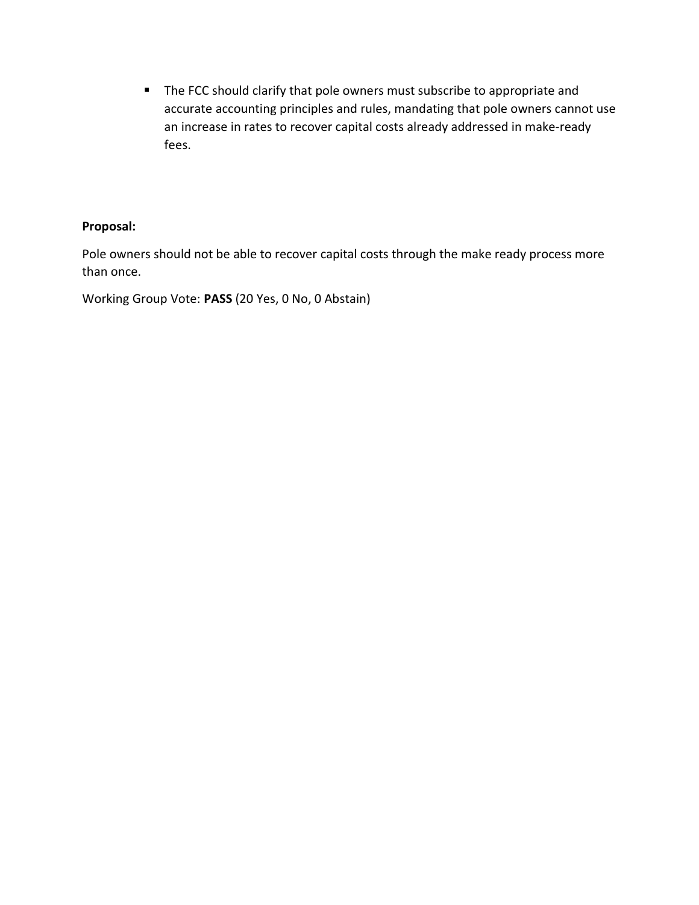- The FCC should clarify that pole owners must subscribe to appropriate and accurate accounting principles and rules, mandating that pole owners cannot use an increase in rates to recover capital costs already addressed in make-ready fees.

**Proposal:**

Pole owners should not be able to recover capital costs through the make ready process more than once.

Working Group Vote: **PASS** (20 Yes, 0 No, 0 Abstain)